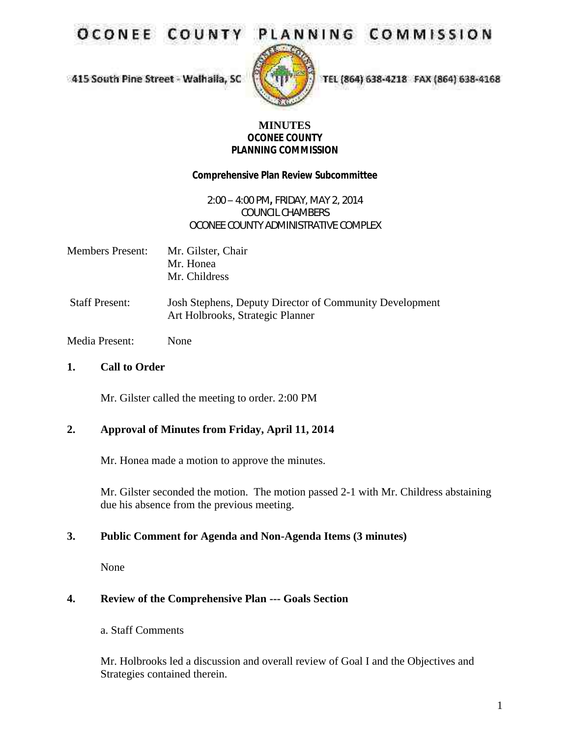# OCONEE COUNTY PLANNING COMMISSION

415 South Pine Street - Walhalla, SC TEL (864) 638-4218 FAX (864) 638-4168

**MINUTES**
**OCONEE COUNTY**
**PLANNING COMMISSION**

**Comprehensive Plan Review Subcommittee**

2:00 – 4:00 PM, FRIDAY, MAY 2, 2014
COUNCIL CHAMBERS
OCONEE COUNTY ADMINISTRATIVE COMPLEX

Members Present: Mr. Gilster, Chair
Mr. Honea
Mr. Childress

Staff Present: Josh Stephens, Deputy Director of Community Development
Art Holbrooks, Strategic Planner

Media Present: None

## 1. Call to Order

Mr. Gilster called the meeting to order. 2:00 PM

## 2. Approval of Minutes from Friday, April 11, 2014

Mr. Honea made a motion to approve the minutes.

Mr. Gilster seconded the motion. The motion passed 2-1 with Mr. Childress abstaining due his absence from the previous meeting.

## 3. Public Comment for Agenda and Non-Agenda Items (3 minutes)

None

## 4. Review of the Comprehensive Plan --- Goals Section

a. Staff Comments

Mr. Holbrooks led a discussion and overall review of Goal I and the Objectives and Strategies contained therein.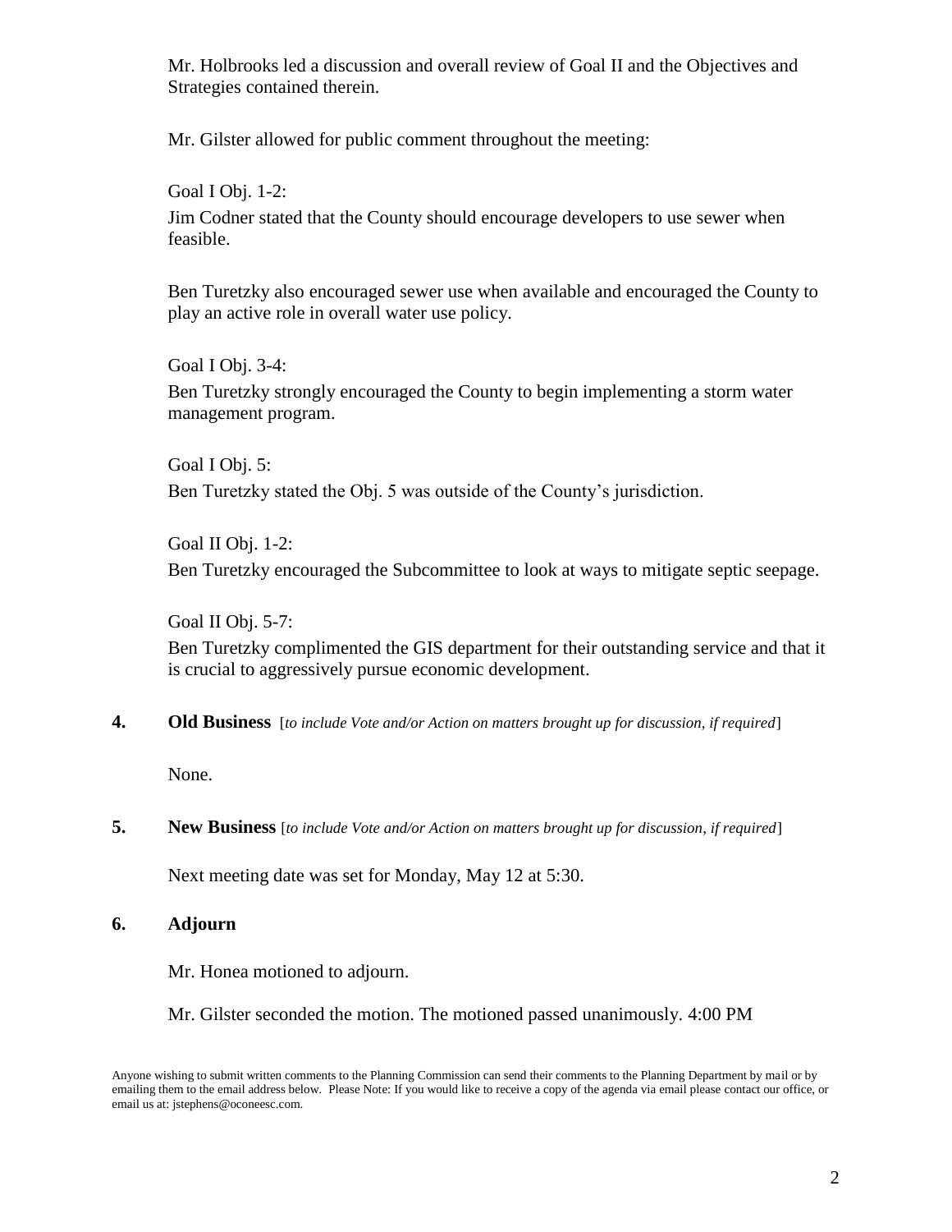Mr. Holbrooks led a discussion and overall review of Goal II and the Objectives and Strategies contained therein.

Mr. Gilster allowed for public comment throughout the meeting:

Goal I Obj. 1-2:

Jim Codner stated that the County should encourage developers to use sewer when feasible.

Ben Turetzky also encouraged sewer use when available and encouraged the County to play an active role in overall water use policy.

Goal I Obj. 3-4:

Ben Turetzky strongly encouraged the County to begin implementing a storm water management program.

Goal I Obj. 5:

Ben Turetzky stated the Obj. 5 was outside of the County's jurisdiction.

Goal II Obj. 1-2:

Ben Turetzky encouraged the Subcommittee to look at ways to mitigate septic seepage.

Goal II Obj. 5-7:

Ben Turetzky complimented the GIS department for their outstanding service and that it is crucial to aggressively pursue economic development.

**4. Old Business** [*to include Vote and/or Action on matters brought up for discussion, if required*]

None.

**5. New Business** [*to include Vote and/or Action on matters brought up for discussion, if required*]

Next meeting date was set for Monday, May 12 at 5:30.

**6. Adjourn**

Mr. Honea motioned to adjourn.

Mr. Gilster seconded the motion. The motioned passed unanimously. 4:00 PM

Anyone wishing to submit written comments to the Planning Commission can send their comments to the Planning Department by mail or by emailing them to the email address below. Please Note: If you would like to receive a copy of the agenda via email please contact our office, or email us at: jstephens@oconeesc.com.